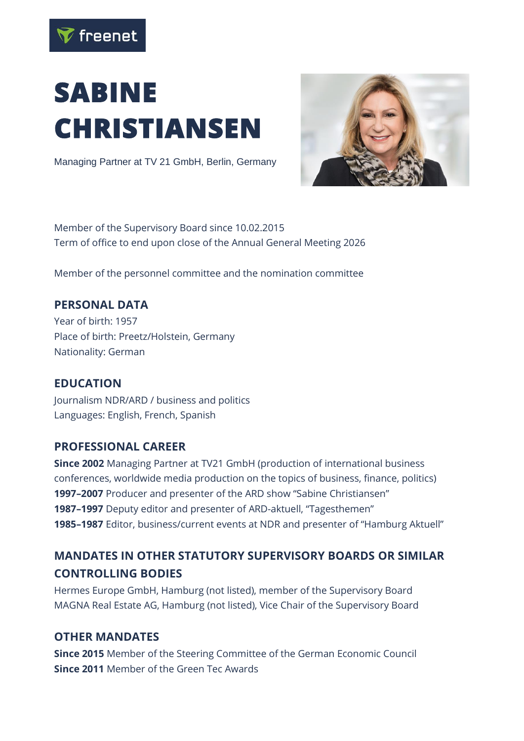freenet

# SABINE CHRISTIANSEN

Managing Partner at TV 21 GmbH, Berlin, Germany

Member of the Supervisory Board since 10.02.2015
Term of office to end upon close of the Annual General Meeting 2026

Member of the personnel committee and the nomination committee

## PERSONAL DATA

Year of birth: 1957
Place of birth: Preetz/Holstein, Germany
Nationality: German

## EDUCATION

Journalism NDR/ARD / business and politics
Languages: English, French, Spanish

## PROFESSIONAL CAREER

**Since 2002** Managing Partner at TV21 GmbH (production of international business conferences, worldwide media production on the topics of business, finance, politics)
**1997–2007** Producer and presenter of the ARD show "Sabine Christiansen"
**1987–1997** Deputy editor and presenter of ARD-aktuell, "Tagesthemen"
**1985–1987** Editor, business/current events at NDR and presenter of "Hamburg Aktuell"

## MANDATES IN OTHER STATUTORY SUPERVISORY BOARDS OR SIMILAR CONTROLLING BODIES

Hermes Europe GmbH, Hamburg (not listed), member of the Supervisory Board
MAGNA Real Estate AG, Hamburg (not listed), Vice Chair of the Supervisory Board

## OTHER MANDATES

**Since 2015** Member of the Steering Committee of the German Economic Council
**Since 2011** Member of the Green Tec Awards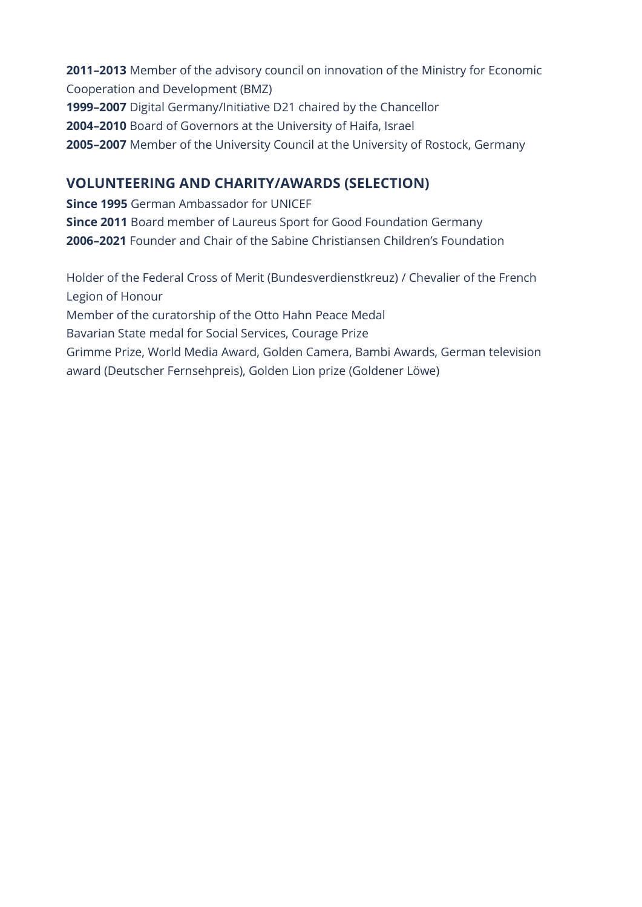**2011–2013** Member of the advisory council on innovation of the Ministry for Economic Cooperation and Development (BMZ)
**1999–2007** Digital Germany/Initiative D21 chaired by the Chancellor
**2004–2010** Board of Governors at the University of Haifa, Israel
**2005–2007** Member of the University Council at the University of Rostock, Germany

## VOLUNTEERING AND CHARITY/AWARDS (SELECTION)

**Since 1995** German Ambassador for UNICEF
**Since 2011** Board member of Laureus Sport for Good Foundation Germany
**2006–2021** Founder and Chair of the Sabine Christiansen Children's Foundation

Holder of the Federal Cross of Merit (Bundesverdienstkreuz) / Chevalier of the French Legion of Honour
Member of the curatorship of the Otto Hahn Peace Medal
Bavarian State medal for Social Services, Courage Prize
Grimme Prize, World Media Award, Golden Camera, Bambi Awards, German television award (Deutscher Fernsehpreis), Golden Lion prize (Goldener Löwe)